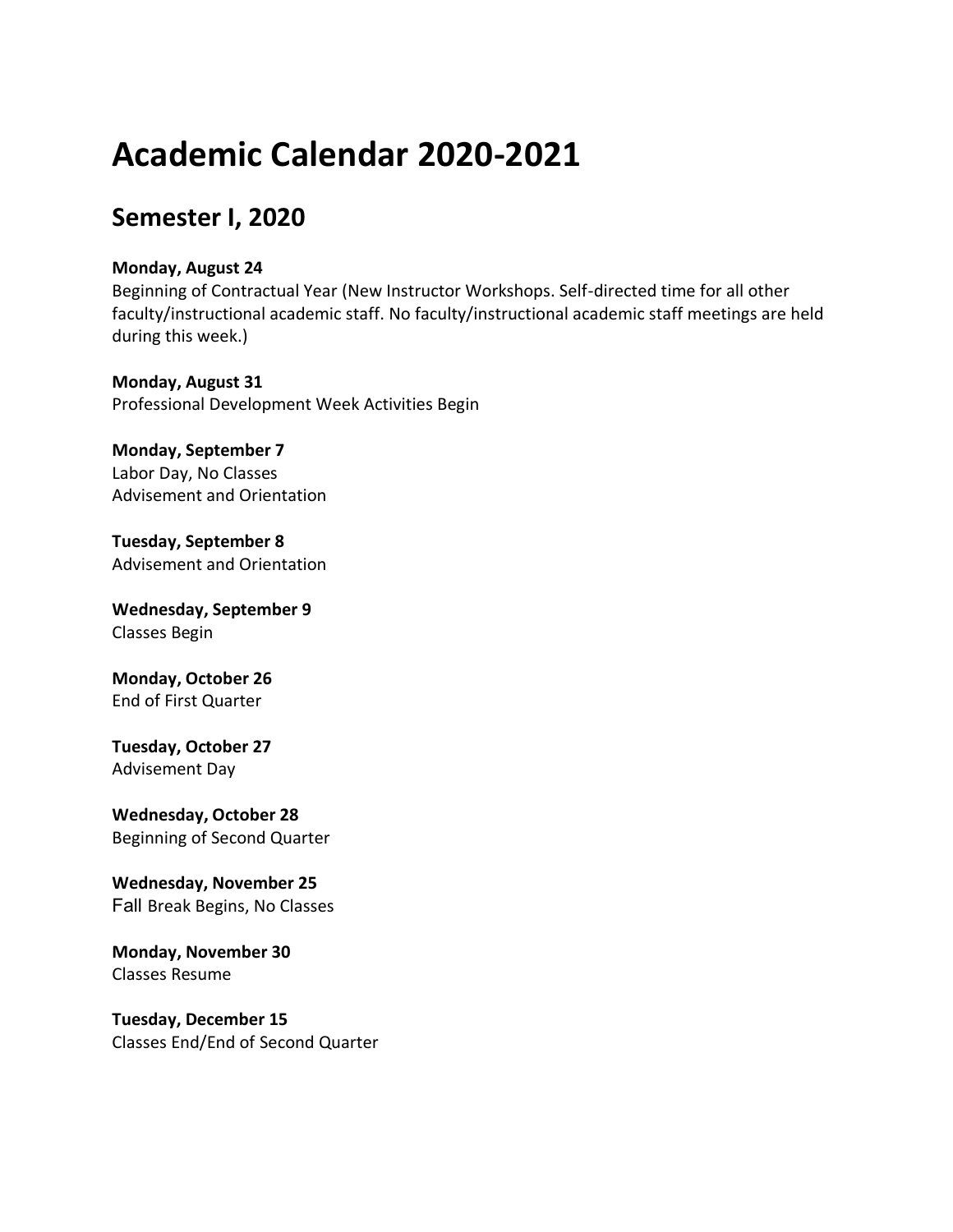# Academic Calendar 2020-2021

## Semester I, 2020

**Monday, August 24**
Beginning of Contractual Year (New Instructor Workshops. Self-directed time for all other faculty/instructional academic staff. No faculty/instructional academic staff meetings are held during this week.)

**Monday, August 31**
Professional Development Week Activities Begin

**Monday, September 7**
Labor Day, No Classes
Advisement and Orientation

**Tuesday, September 8**
Advisement and Orientation

**Wednesday, September 9**
Classes Begin

**Monday, October 26**
End of First Quarter

**Tuesday, October 27**
Advisement Day

**Wednesday, October 28**
Beginning of Second Quarter

**Wednesday, November 25**
Fall Break Begins, No Classes

**Monday, November 30**
Classes Resume

**Tuesday, December 15**
Classes End/End of Second Quarter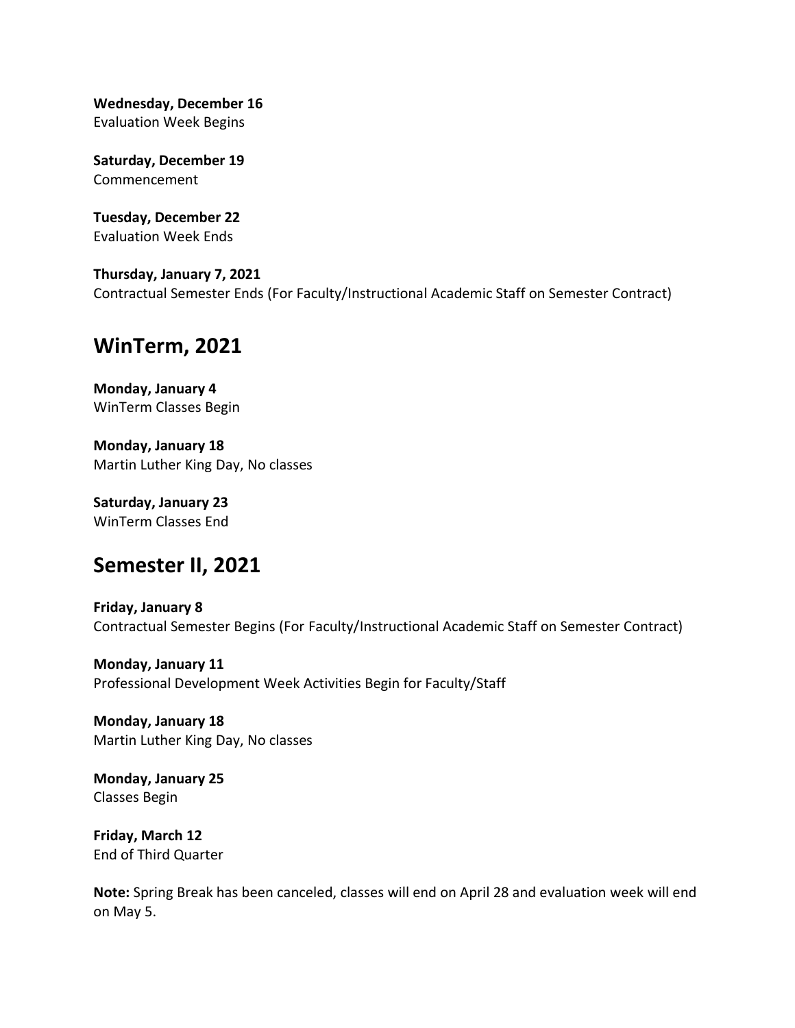**Wednesday, December 16**
Evaluation Week Begins

**Saturday, December 19**
Commencement

**Tuesday, December 22**
Evaluation Week Ends

**Thursday, January 7, 2021**
Contractual Semester Ends (For Faculty/Instructional Academic Staff on Semester Contract)

## WinTerm, 2021

**Monday, January 4**
WinTerm Classes Begin

**Monday, January 18**
Martin Luther King Day, No classes

**Saturday, January 23**
WinTerm Classes End

## Semester II, 2021

**Friday, January 8**
Contractual Semester Begins (For Faculty/Instructional Academic Staff on Semester Contract)

**Monday, January 11**
Professional Development Week Activities Begin for Faculty/Staff

**Monday, January 18**
Martin Luther King Day, No classes

**Monday, January 25**
Classes Begin

**Friday, March 12**
End of Third Quarter

**Note:** Spring Break has been canceled, classes will end on April 28 and evaluation week will end on May 5.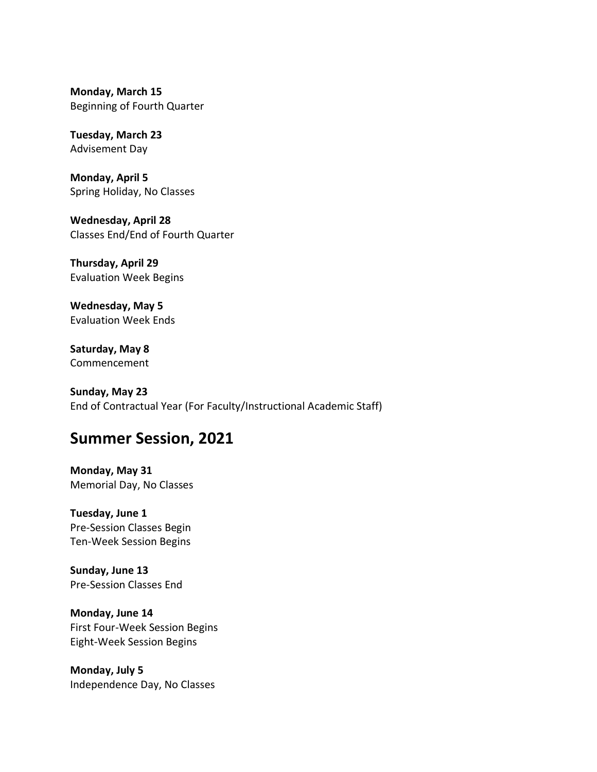**Monday, March 15**
Beginning of Fourth Quarter

**Tuesday, March 23**
Advisement Day

**Monday, April 5**
Spring Holiday, No Classes

**Wednesday, April 28**
Classes End/End of Fourth Quarter

**Thursday, April 29**
Evaluation Week Begins

**Wednesday, May 5**
Evaluation Week Ends

**Saturday, May 8**
Commencement

**Sunday, May 23**
End of Contractual Year (For Faculty/Instructional Academic Staff)

## Summer Session, 2021

**Monday, May 31**
Memorial Day, No Classes

**Tuesday, June 1**
Pre-Session Classes Begin
Ten-Week Session Begins

**Sunday, June 13**
Pre-Session Classes End

**Monday, June 14**
First Four-Week Session Begins
Eight-Week Session Begins

**Monday, July 5**
Independence Day, No Classes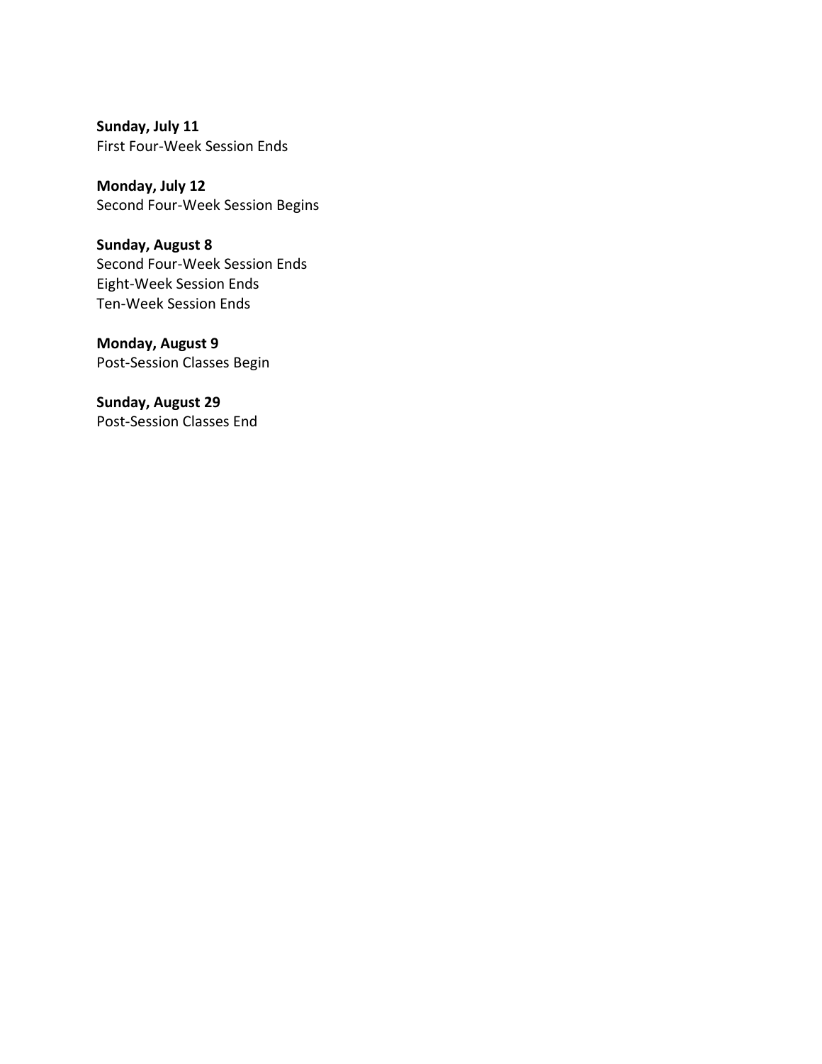**Sunday, July 11**
First Four-Week Session Ends

**Monday, July 12**
Second Four-Week Session Begins

**Sunday, August 8**
Second Four-Week Session Ends
Eight-Week Session Ends
Ten-Week Session Ends

**Monday, August 9**
Post-Session Classes Begin

**Sunday, August 29**
Post-Session Classes End